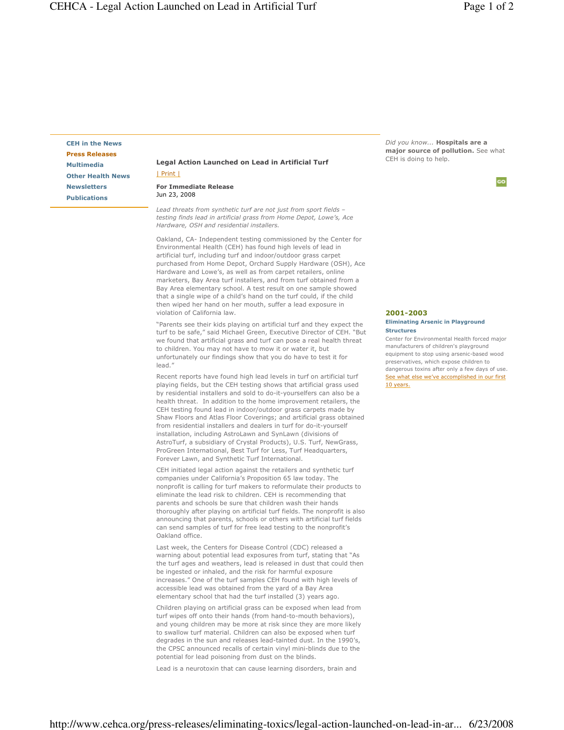- CEH in the News
- **Press Releases**
- Multimedia
- Other Health News
- Newsletters
- Publications

## Legal Action Launched on Lead in Artificial Turf

| Print |

**For Immediate Release**
Jun 23, 2008

*Lead threats from synthetic turf are not just from sport fields – testing finds lead in artificial grass from Home Depot, Lowe's, Ace Hardware, OSH and residential installers.*

Oakland, CA- Independent testing commissioned by the Center for Environmental Health (CEH) has found high levels of lead in artificial turf, including turf and indoor/outdoor grass carpet purchased from Home Depot, Orchard Supply Hardware (OSH), Ace Hardware and Lowe's, as well as from carpet retailers, online marketers, Bay Area turf installers, and from turf obtained from a Bay Area elementary school. A test result on one sample showed that a single wipe of a child's hand on the turf could, if the child then wiped her hand on her mouth, suffer a lead exposure in violation of California law.

"Parents see their kids playing on artificial turf and they expect the turf to be safe," said Michael Green, Executive Director of CEH. "But we found that artificial grass and turf can pose a real health threat to children. You may not have to mow it or water it, but unfortunately our findings show that you do have to test it for lead."

Recent reports have found high lead levels in turf on artificial turf playing fields, but the CEH testing shows that artificial grass used by residential installers and sold to do-it-yourselfers can also be a health threat. In addition to the home improvement retailers, the CEH testing found lead in indoor/outdoor grass carpets made by Shaw Floors and Atlas Floor Coverings; and artificial grass obtained from residential installers and dealers in turf for do-it-yourself installation, including AstroLawn and SynLawn (divisions of AstroTurf, a subsidiary of Crystal Products), U.S. Turf, NewGrass, ProGreen International, Best Turf for Less, Turf Headquarters, Forever Lawn, and Synthetic Turf International.

CEH initiated legal action against the retailers and synthetic turf companies under California's Proposition 65 law today. The nonprofit is calling for turf makers to reformulate their products to eliminate the lead risk to children. CEH is recommending that parents and schools be sure that children wash their hands thoroughly after playing on artificial turf fields. The nonprofit is also announcing that parents, schools or others with artificial turf fields can send samples of turf for free lead testing to the nonprofit's Oakland office.

Last week, the Centers for Disease Control (CDC) released a warning about potential lead exposures from turf, stating that "As the turf ages and weathers, lead is released in dust that could then be ingested or inhaled, and the risk for harmful exposure increases." One of the turf samples CEH found with high levels of accessible lead was obtained from the yard of a Bay Area elementary school that had the turf installed (3) years ago.

Children playing on artificial grass can be exposed when lead from turf wipes off onto their hands (from hand-to-mouth behaviors), and young children may be more at risk since they are more likely to swallow turf material. Children can also be exposed when turf degrades in the sun and releases lead-tainted dust. In the 1990's, the CPSC announced recalls of certain vinyl mini-blinds due to the potential for lead poisoning from dust on the blinds.

Lead is a neurotoxin that can cause learning disorders, brain and

*Did you know...* **Hospitals are a major source of pollution.** See what CEH is doing to help.

GO

### 2001-2003

**Eliminating Arsenic in Playground Structures**

Center for Environmental Health forced major manufacturers of children's playground equipment to stop using arsenic-based wood preservatives, which expose children to dangerous toxins after only a few days of use. See what else we've accomplished in our first 10 years.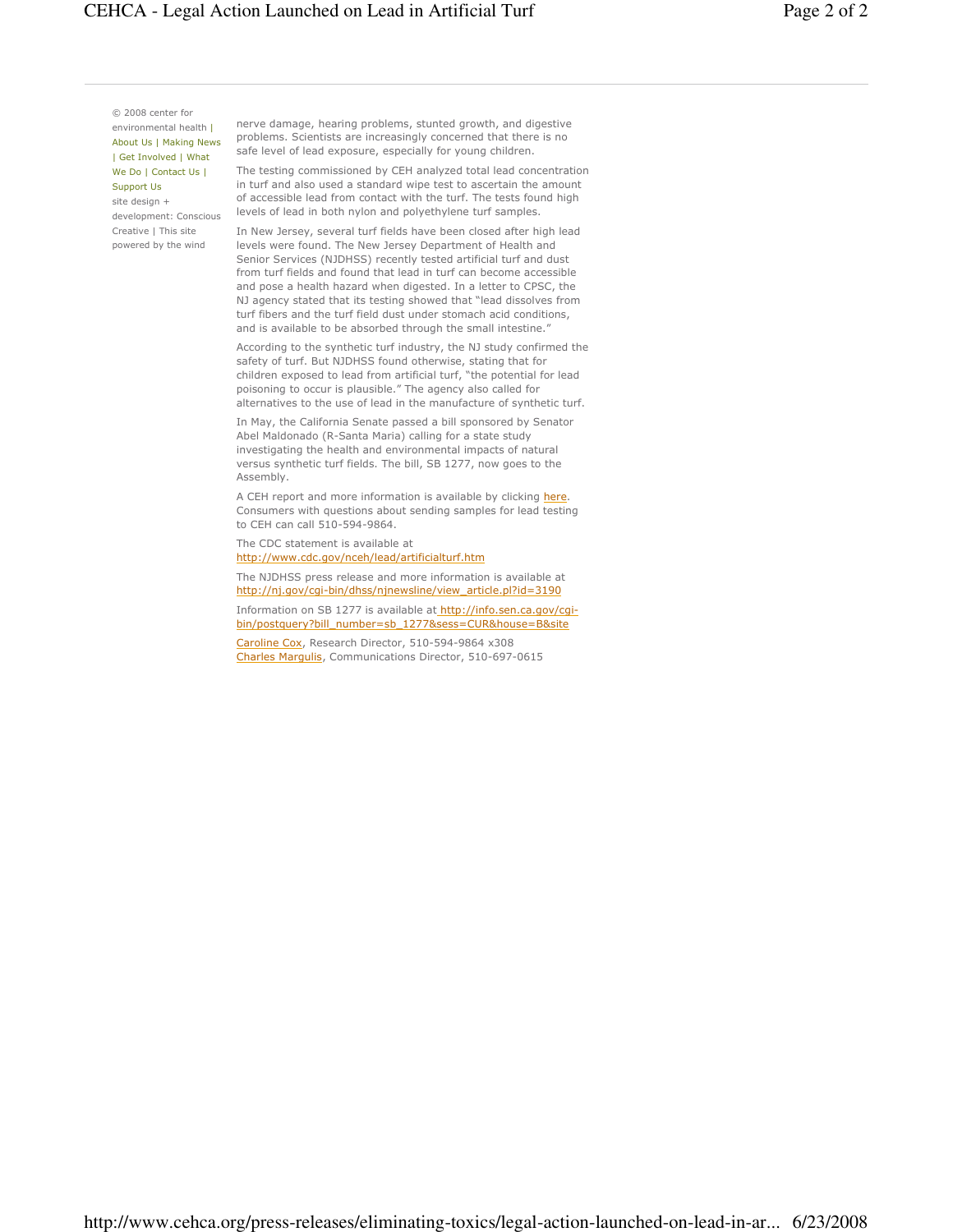nerve damage, hearing problems, stunted growth, and digestive problems. Scientists are increasingly concerned that there is no safe level of lead exposure, especially for young children.

The testing commissioned by CEH analyzed total lead concentration in turf and also used a standard wipe test to ascertain the amount of accessible lead from contact with the turf. The tests found high levels of lead in both nylon and polyethylene turf samples.

In New Jersey, several turf fields have been closed after high lead levels were found. The New Jersey Department of Health and Senior Services (NJDHSS) recently tested artificial turf and dust from turf fields and found that lead in turf can become accessible and pose a health hazard when digested. In a letter to CPSC, the NJ agency stated that its testing showed that "lead dissolves from turf fibers and the turf field dust under stomach acid conditions, and is available to be absorbed through the small intestine."

According to the synthetic turf industry, the NJ study confirmed the safety of turf. But NJDHSS found otherwise, stating that for children exposed to lead from artificial turf, "the potential for lead poisoning to occur is plausible." The agency also called for alternatives to the use of lead in the manufacture of synthetic turf.

In May, the California Senate passed a bill sponsored by Senator Abel Maldonado (R-Santa Maria) calling for a state study investigating the health and environmental impacts of natural versus synthetic turf fields. The bill, SB 1277, now goes to the Assembly.

A CEH report and more information is available by clicking here. Consumers with questions about sending samples for lead testing to CEH can call 510-594-9864.

The CDC statement is available at http://www.cdc.gov/nceh/lead/artificialturf.htm

The NJDHSS press release and more information is available at http://nj.gov/cgi-bin/dhss/njnewsline/view_article.pl?id=3190

Information on SB 1277 is available at http://info.sen.ca.gov/cgi-bin/postquery?bill_number=sb_1277&sess=CUR&house=B&site

Caroline Cox, Research Director, 510-594-9864 x308
Charles Margulis, Communications Director, 510-697-0615

© 2008 center for environmental health | About Us | Making News | Get Involved | What We Do | Contact Us | Support Us
site design + development: Conscious Creative | This site powered by the wind